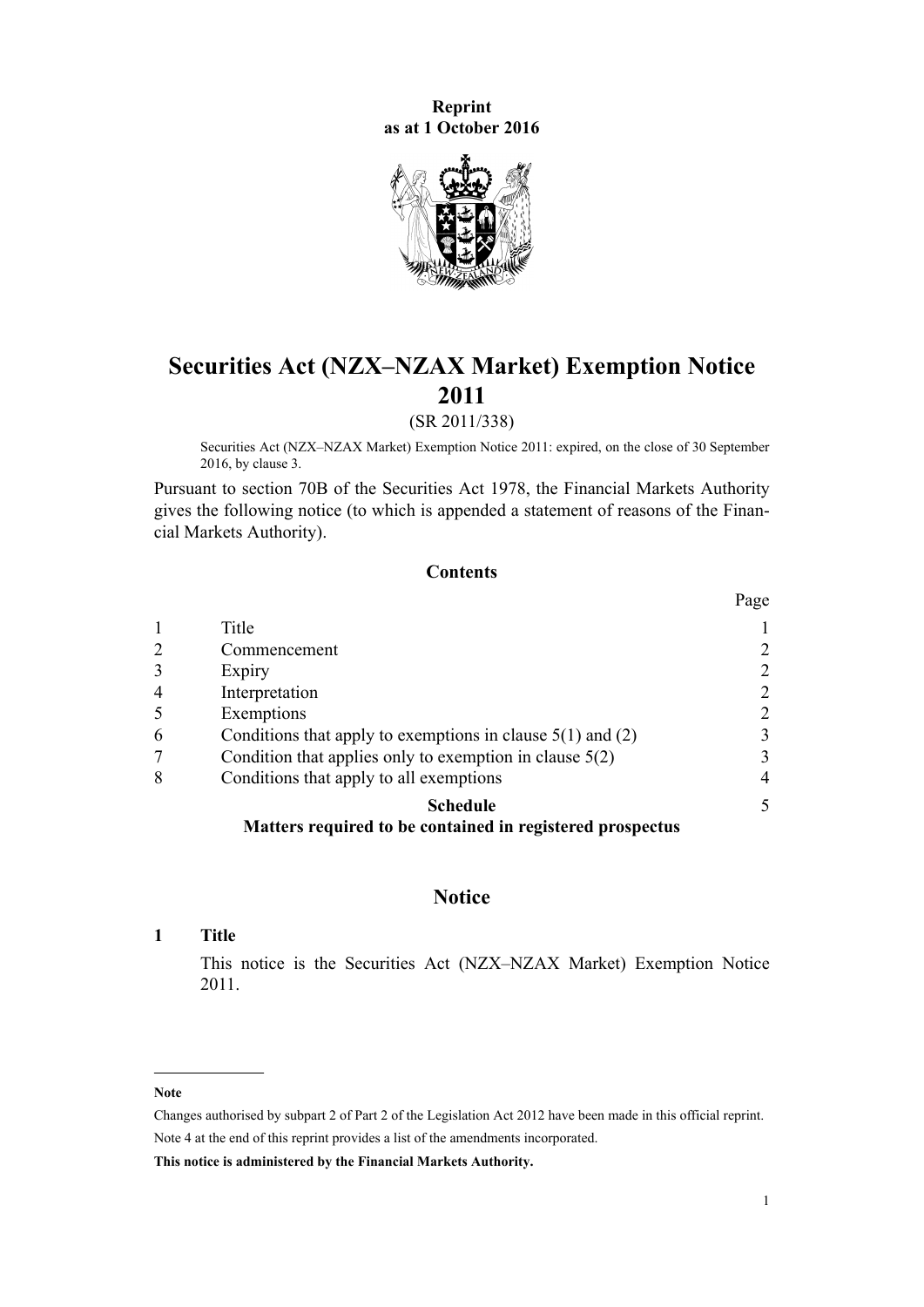**Reprint**
**as at 1 October 2016**

# Securities Act (NZX–NZAX Market) Exemption Notice 2011

(SR 2011/338)

Securities Act (NZX–NZAX Market) Exemption Notice 2011: expired, on the close of 30 September 2016, by clause 3.

Pursuant to section 70B of the Securities Act 1978, the Financial Markets Authority gives the following notice (to which is appended a statement of reasons of the Financial Markets Authority).

## Contents

| | | Page |
|---|---|---|
| 1 | Title | 1 |
| 2 | Commencement | 2 |
| 3 | Expiry | 2 |
| 4 | Interpretation | 2 |
| 5 | Exemptions | 2 |
| 6 | Conditions that apply to exemptions in clause 5(1) and (2) | 3 |
| 7 | Condition that applies only to exemption in clause 5(2) | 3 |
| 8 | Conditions that apply to all exemptions | 4 |
| | **Schedule** **Matters required to be contained in registered prospectus** | 5 |

## Notice

### 1 Title

This notice is the Securities Act (NZX–NZAX Market) Exemption Notice 2011.

---

**Note**

Changes authorised by subpart 2 of Part 2 of the Legislation Act 2012 have been made in this official reprint.

Note 4 at the end of this reprint provides a list of the amendments incorporated.

**This notice is administered by the Financial Markets Authority.**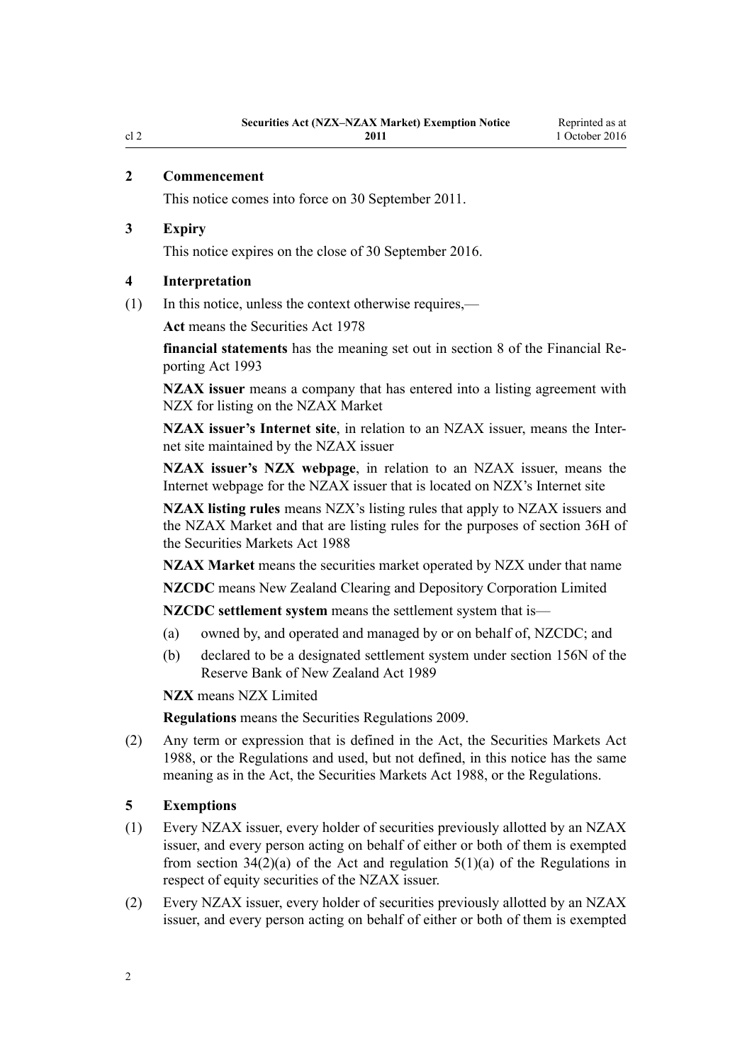## 2 Commencement

This notice comes into force on 30 September 2011.

## 3 Expiry

This notice expires on the close of 30 September 2016.

## 4 Interpretation

(1) In this notice, unless the context otherwise requires,—

**Act** means the Securities Act 1978

**financial statements** has the meaning set out in section 8 of the Financial Reporting Act 1993

**NZAX issuer** means a company that has entered into a listing agreement with NZX for listing on the NZAX Market

**NZAX issuer's Internet site**, in relation to an NZAX issuer, means the Internet site maintained by the NZAX issuer

**NZAX issuer's NZX webpage**, in relation to an NZAX issuer, means the Internet webpage for the NZAX issuer that is located on NZX's Internet site

**NZAX listing rules** means NZX's listing rules that apply to NZAX issuers and the NZAX Market and that are listing rules for the purposes of section 36H of the Securities Markets Act 1988

**NZAX Market** means the securities market operated by NZX under that name

**NZCDC** means New Zealand Clearing and Depository Corporation Limited

**NZCDC settlement system** means the settlement system that is—

(a) owned by, and operated and managed by or on behalf of, NZCDC; and

(b) declared to be a designated settlement system under section 156N of the Reserve Bank of New Zealand Act 1989

**NZX** means NZX Limited

**Regulations** means the Securities Regulations 2009.

(2) Any term or expression that is defined in the Act, the Securities Markets Act 1988, or the Regulations and used, but not defined, in this notice has the same meaning as in the Act, the Securities Markets Act 1988, or the Regulations.

## 5 Exemptions

(1) Every NZAX issuer, every holder of securities previously allotted by an NZAX issuer, and every person acting on behalf of either or both of them is exempted from section 34(2)(a) of the Act and regulation 5(1)(a) of the Regulations in respect of equity securities of the NZAX issuer.

(2) Every NZAX issuer, every holder of securities previously allotted by an NZAX issuer, and every person acting on behalf of either or both of them is exempted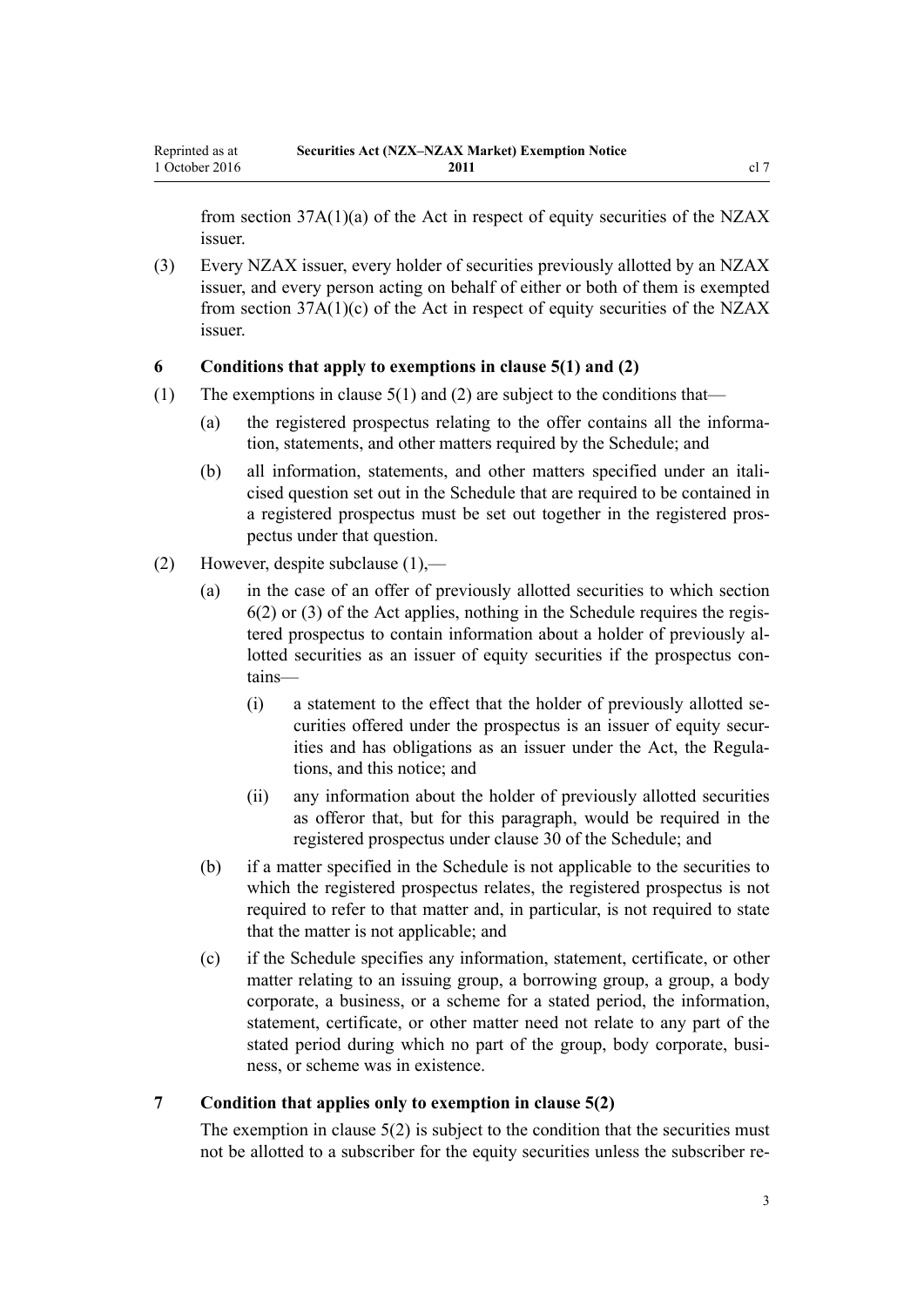from section 37A(1)(a) of the Act in respect of equity securities of the NZAX issuer.

(3) Every NZAX issuer, every holder of securities previously allotted by an NZAX issuer, and every person acting on behalf of either or both of them is exempted from section 37A(1)(c) of the Act in respect of equity securities of the NZAX issuer.

### 6 Conditions that apply to exemptions in clause 5(1) and (2)

(1) The exemptions in clause 5(1) and (2) are subject to the conditions that—

(a) the registered prospectus relating to the offer contains all the information, statements, and other matters required by the Schedule; and

(b) all information, statements, and other matters specified under an italicised question set out in the Schedule that are required to be contained in a registered prospectus must be set out together in the registered prospectus under that question.

(2) However, despite subclause (1),—

(a) in the case of an offer of previously allotted securities to which section 6(2) or (3) of the Act applies, nothing in the Schedule requires the registered prospectus to contain information about a holder of previously allotted securities as an issuer of equity securities if the prospectus contains—

(i) a statement to the effect that the holder of previously allotted securities offered under the prospectus is an issuer of equity securities and has obligations as an issuer under the Act, the Regulations, and this notice; and

(ii) any information about the holder of previously allotted securities as offeror that, but for this paragraph, would be required in the registered prospectus under clause 30 of the Schedule; and

(b) if a matter specified in the Schedule is not applicable to the securities to which the registered prospectus relates, the registered prospectus is not required to refer to that matter and, in particular, is not required to state that the matter is not applicable; and

(c) if the Schedule specifies any information, statement, certificate, or other matter relating to an issuing group, a borrowing group, a group, a body corporate, a business, or a scheme for a stated period, the information, statement, certificate, or other matter need not relate to any part of the stated period during which no part of the group, body corporate, business, or scheme was in existence.

### 7 Condition that applies only to exemption in clause 5(2)

The exemption in clause 5(2) is subject to the condition that the securities must not be allotted to a subscriber for the equity securities unless the subscriber re-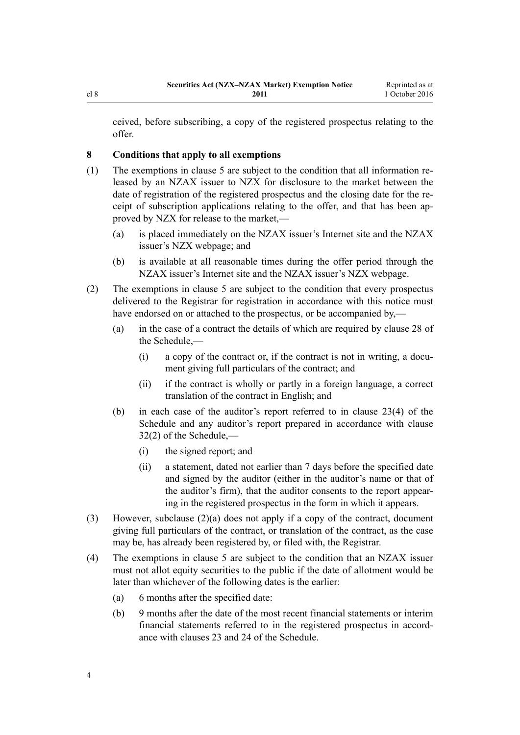ceived, before subscribing, a copy of the registered prospectus relating to the offer.

### 8 Conditions that apply to all exemptions

(1) The exemptions in clause 5 are subject to the condition that all information released by an NZAX issuer to NZX for disclosure to the market between the date of registration of the registered prospectus and the closing date for the receipt of subscription applications relating to the offer, and that has been approved by NZX for release to the market,—

- (a) is placed immediately on the NZAX issuer's Internet site and the NZAX issuer's NZX webpage; and
- (b) is available at all reasonable times during the offer period through the NZAX issuer's Internet site and the NZAX issuer's NZX webpage.

(2) The exemptions in clause 5 are subject to the condition that every prospectus delivered to the Registrar for registration in accordance with this notice must have endorsed on or attached to the prospectus, or be accompanied by,—

- (a) in the case of a contract the details of which are required by clause 28 of the Schedule,—
  - (i) a copy of the contract or, if the contract is not in writing, a document giving full particulars of the contract; and
  - (ii) if the contract is wholly or partly in a foreign language, a correct translation of the contract in English; and
- (b) in each case of the auditor's report referred to in clause 23(4) of the Schedule and any auditor's report prepared in accordance with clause 32(2) of the Schedule,—
  - (i) the signed report; and
  - (ii) a statement, dated not earlier than 7 days before the specified date and signed by the auditor (either in the auditor's name or that of the auditor's firm), that the auditor consents to the report appearing in the registered prospectus in the form in which it appears.

(3) However, subclause (2)(a) does not apply if a copy of the contract, document giving full particulars of the contract, or translation of the contract, as the case may be, has already been registered by, or filed with, the Registrar.

(4) The exemptions in clause 5 are subject to the condition that an NZAX issuer must not allot equity securities to the public if the date of allotment would be later than whichever of the following dates is the earlier:

- (a) 6 months after the specified date:
- (b) 9 months after the date of the most recent financial statements or interim financial statements referred to in the registered prospectus in accordance with clauses 23 and 24 of the Schedule.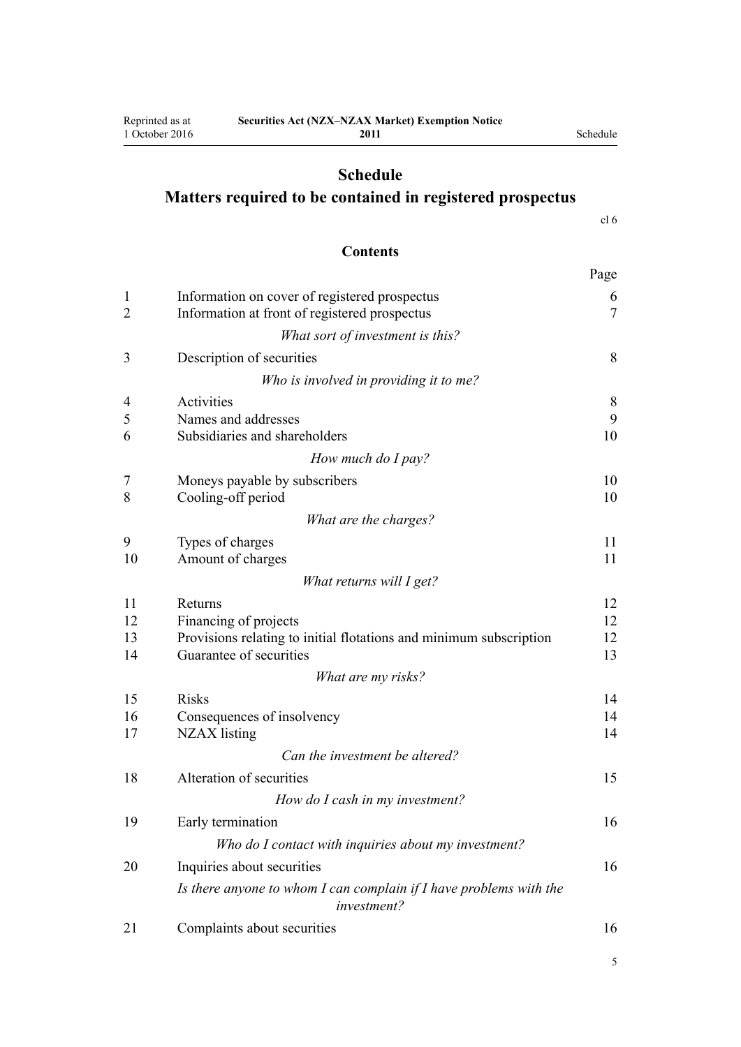# Schedule

## Matters required to be contained in registered prospectus

cl 6

### Contents

| | | Page |
|---|---|---|
| 1 | Information on cover of registered prospectus | 6 |
| 2 | Information at front of registered prospectus | 7 |
| | *What sort of investment is this?* | |
| 3 | Description of securities | 8 |
| | *Who is involved in providing it to me?* | |
| 4 | Activities | 8 |
| 5 | Names and addresses | 9 |
| 6 | Subsidiaries and shareholders | 10 |
| | *How much do I pay?* | |
| 7 | Moneys payable by subscribers | 10 |
| 8 | Cooling-off period | 10 |
| | *What are the charges?* | |
| 9 | Types of charges | 11 |
| 10 | Amount of charges | 11 |
| | *What returns will I get?* | |
| 11 | Returns | 12 |
| 12 | Financing of projects | 12 |
| 13 | Provisions relating to initial flotations and minimum subscription | 12 |
| 14 | Guarantee of securities | 13 |
| | *What are my risks?* | |
| 15 | Risks | 14 |
| 16 | Consequences of insolvency | 14 |
| 17 | NZAX listing | 14 |
| | *Can the investment be altered?* | |
| 18 | Alteration of securities | 15 |
| | *How do I cash in my investment?* | |
| 19 | Early termination | 16 |
| | *Who do I contact with inquiries about my investment?* | |
| 20 | Inquiries about securities | 16 |
| | *Is there anyone to whom I can complain if I have problems with the investment?* | |
| 21 | Complaints about securities | 16 |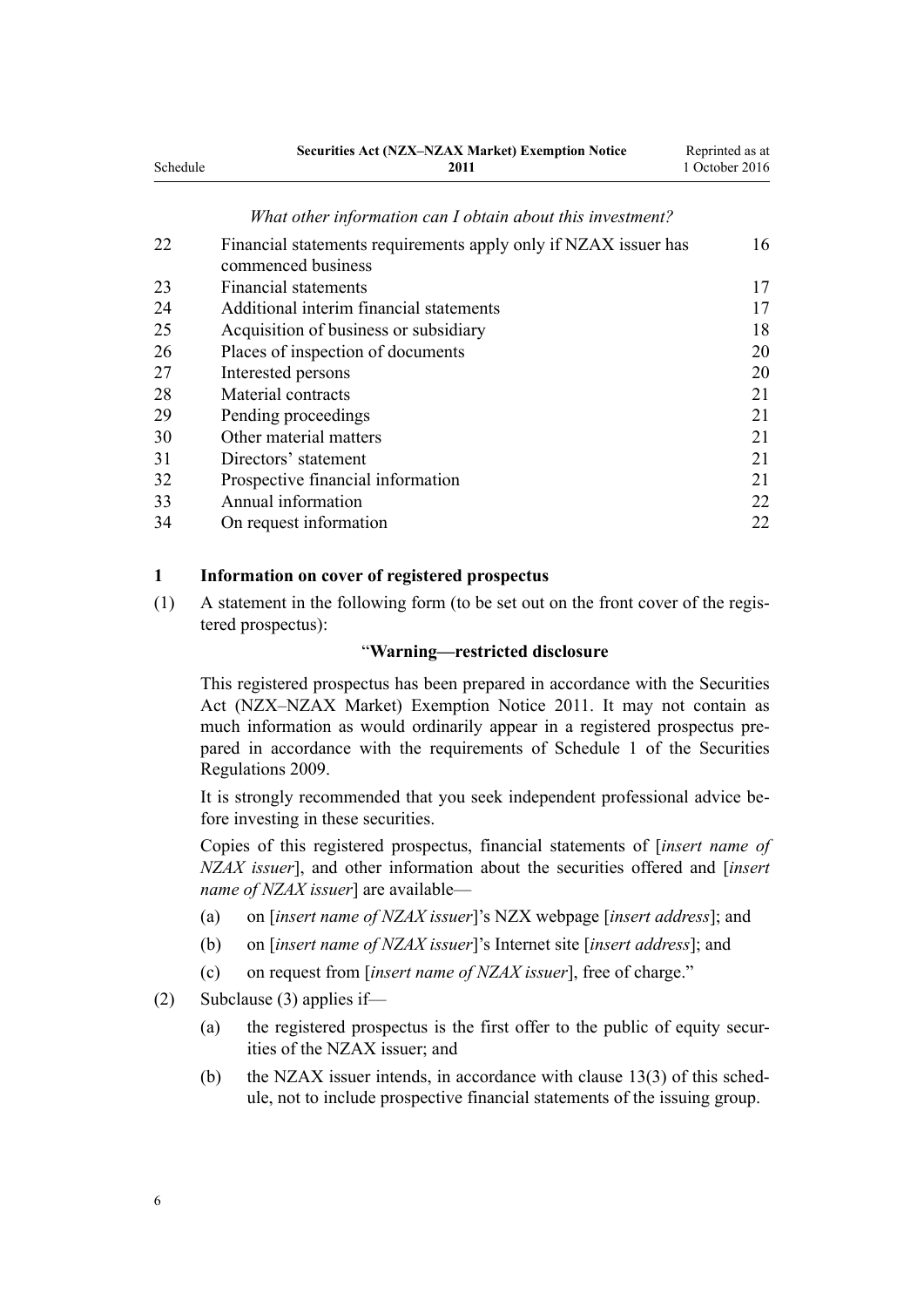*What other information can I obtain about this investment?*

| | | |
|---|---|---|
| 22 | Financial statements requirements apply only if NZAX issuer has commenced business | 16 |
| 23 | Financial statements | 17 |
| 24 | Additional interim financial statements | 17 |
| 25 | Acquisition of business or subsidiary | 18 |
| 26 | Places of inspection of documents | 20 |
| 27 | Interested persons | 20 |
| 28 | Material contracts | 21 |
| 29 | Pending proceedings | 21 |
| 30 | Other material matters | 21 |
| 31 | Directors' statement | 21 |
| 32 | Prospective financial information | 21 |
| 33 | Annual information | 22 |
| 34 | On request information | 22 |

### 1 Information on cover of registered prospectus

(1) A statement in the following form (to be set out on the front cover of the registered prospectus):

"**Warning—restricted disclosure**

This registered prospectus has been prepared in accordance with the Securities Act (NZX–NZAX Market) Exemption Notice 2011. It may not contain as much information as would ordinarily appear in a registered prospectus prepared in accordance with the requirements of Schedule 1 of the Securities Regulations 2009.

It is strongly recommended that you seek independent professional advice before investing in these securities.

Copies of this registered prospectus, financial statements of [*insert name of NZAX issuer*], and other information about the securities offered and [*insert name of NZAX issuer*] are available—

(a) on [*insert name of NZAX issuer*]'s NZX webpage [*insert address*]; and

(b) on [*insert name of NZAX issuer*]'s Internet site [*insert address*]; and

(c) on request from [*insert name of NZAX issuer*], free of charge."

(2) Subclause (3) applies if—

(a) the registered prospectus is the first offer to the public of equity securities of the NZAX issuer; and

(b) the NZAX issuer intends, in accordance with clause 13(3) of this schedule, not to include prospective financial statements of the issuing group.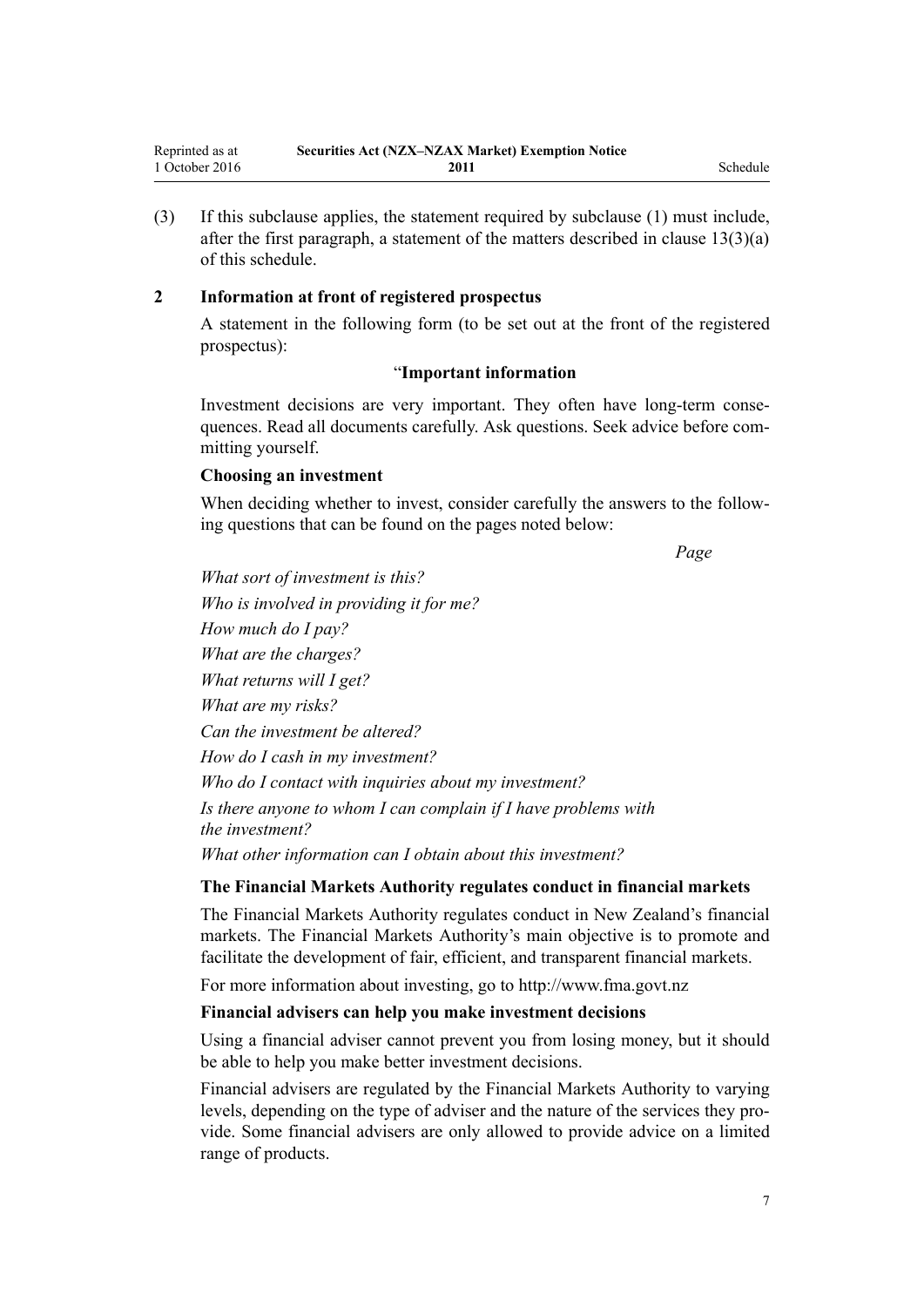(3) If this subclause applies, the statement required by subclause (1) must include, after the first paragraph, a statement of the matters described in clause 13(3)(a) of this schedule.

### 2 Information at front of registered prospectus

A statement in the following form (to be set out at the front of the registered prospectus):

"**Important information**

Investment decisions are very important. They often have long-term consequences. Read all documents carefully. Ask questions. Seek advice before committing yourself.

**Choosing an investment**

When deciding whether to invest, consider carefully the answers to the following questions that can be found on the pages noted below:

| | *Page* |
|---|---|
| *What sort of investment is this?* | |
| *Who is involved in providing it for me?* | |
| *How much do I pay?* | |
| *What are the charges?* | |
| *What returns will I get?* | |
| *What are my risks?* | |
| *Can the investment be altered?* | |
| *How do I cash in my investment?* | |
| *Who do I contact with inquiries about my investment?* | |
| *Is there anyone to whom I can complain if I have problems with the investment?* | |
| *What other information can I obtain about this investment?* | |

**The Financial Markets Authority regulates conduct in financial markets**

The Financial Markets Authority regulates conduct in New Zealand's financial markets. The Financial Markets Authority's main objective is to promote and facilitate the development of fair, efficient, and transparent financial markets.

For more information about investing, go to http://www.fma.govt.nz

**Financial advisers can help you make investment decisions**

Using a financial adviser cannot prevent you from losing money, but it should be able to help you make better investment decisions.

Financial advisers are regulated by the Financial Markets Authority to varying levels, depending on the type of adviser and the nature of the services they provide. Some financial advisers are only allowed to provide advice on a limited range of products.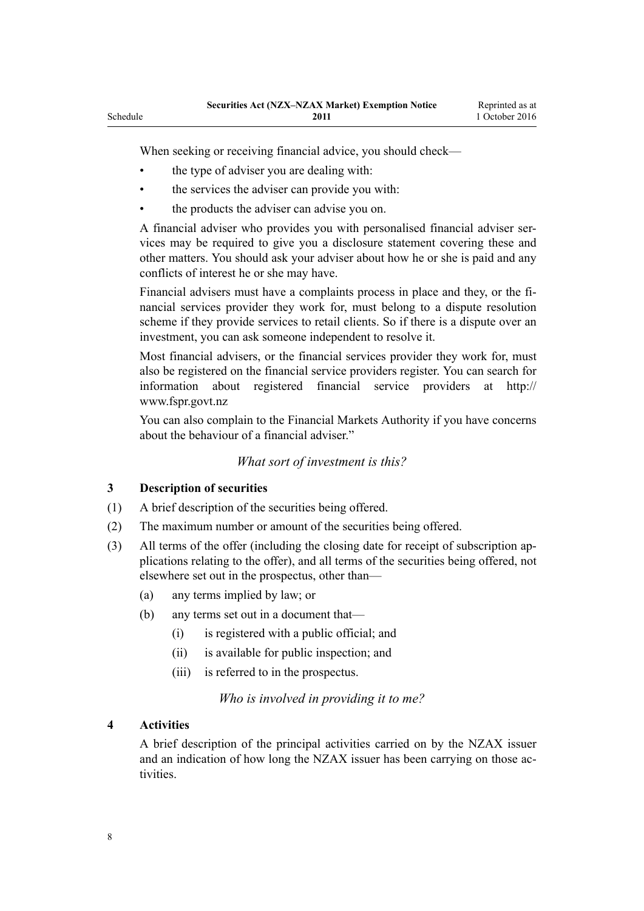When seeking or receiving financial advice, you should check—

- the type of adviser you are dealing with:
- the services the adviser can provide you with:
- the products the adviser can advise you on.

A financial adviser who provides you with personalised financial adviser services may be required to give you a disclosure statement covering these and other matters. You should ask your adviser about how he or she is paid and any conflicts of interest he or she may have.

Financial advisers must have a complaints process in place and they, or the financial services provider they work for, must belong to a dispute resolution scheme if they provide services to retail clients. So if there is a dispute over an investment, you can ask someone independent to resolve it.

Most financial advisers, or the financial services provider they work for, must also be registered on the financial service providers register. You can search for information about registered financial service providers at http://www.fspr.govt.nz

You can also complain to the Financial Markets Authority if you have concerns about the behaviour of a financial adviser."

*What sort of investment is this?*

**3 Description of securities**

(1) A brief description of the securities being offered.

(2) The maximum number or amount of the securities being offered.

(3) All terms of the offer (including the closing date for receipt of subscription applications relating to the offer), and all terms of the securities being offered, not elsewhere set out in the prospectus, other than—

 (a) any terms implied by law; or

 (b) any terms set out in a document that—

  (i) is registered with a public official; and

  (ii) is available for public inspection; and

  (iii) is referred to in the prospectus.

*Who is involved in providing it to me?*

**4 Activities**

A brief description of the principal activities carried on by the NZAX issuer and an indication of how long the NZAX issuer has been carrying on those activities.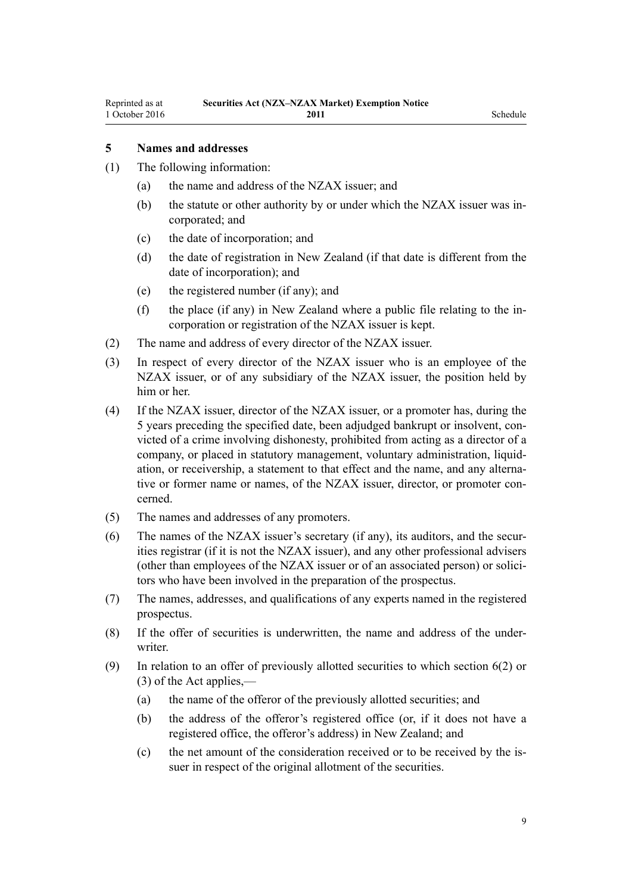## 5 Names and addresses

(1) The following information:

  (a) the name and address of the NZAX issuer; and

  (b) the statute or other authority by or under which the NZAX issuer was incorporated; and

  (c) the date of incorporation; and

  (d) the date of registration in New Zealand (if that date is different from the date of incorporation); and

  (e) the registered number (if any); and

  (f) the place (if any) in New Zealand where a public file relating to the incorporation or registration of the NZAX issuer is kept.

(2) The name and address of every director of the NZAX issuer.

(3) In respect of every director of the NZAX issuer who is an employee of the NZAX issuer, or of any subsidiary of the NZAX issuer, the position held by him or her.

(4) If the NZAX issuer, director of the NZAX issuer, or a promoter has, during the 5 years preceding the specified date, been adjudged bankrupt or insolvent, convicted of a crime involving dishonesty, prohibited from acting as a director of a company, or placed in statutory management, voluntary administration, liquidation, or receivership, a statement to that effect and the name, and any alternative or former name or names, of the NZAX issuer, director, or promoter concerned.

(5) The names and addresses of any promoters.

(6) The names of the NZAX issuer's secretary (if any), its auditors, and the securities registrar (if it is not the NZAX issuer), and any other professional advisers (other than employees of the NZAX issuer or of an associated person) or solicitors who have been involved in the preparation of the prospectus.

(7) The names, addresses, and qualifications of any experts named in the registered prospectus.

(8) If the offer of securities is underwritten, the name and address of the underwriter.

(9) In relation to an offer of previously allotted securities to which section 6(2) or (3) of the Act applies,—

  (a) the name of the offeror of the previously allotted securities; and

  (b) the address of the offeror's registered office (or, if it does not have a registered office, the offeror's address) in New Zealand; and

  (c) the net amount of the consideration received or to be received by the issuer in respect of the original allotment of the securities.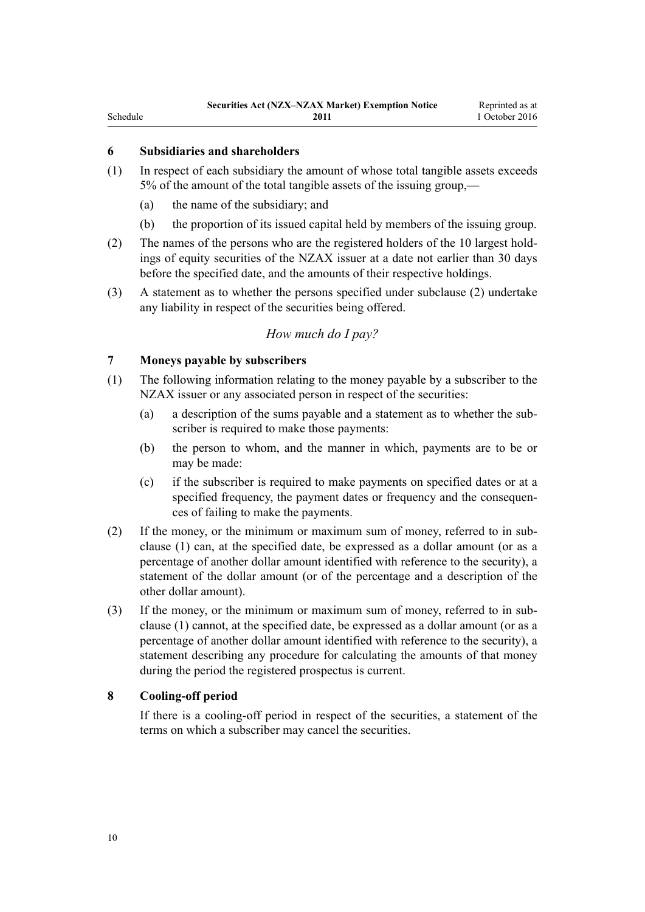### 6 Subsidiaries and shareholders

(1) In respect of each subsidiary the amount of whose total tangible assets exceeds 5% of the amount of the total tangible assets of the issuing group,—

(a) the name of the subsidiary; and

(b) the proportion of its issued capital held by members of the issuing group.

(2) The names of the persons who are the registered holders of the 10 largest holdings of equity securities of the NZAX issuer at a date not earlier than 30 days before the specified date, and the amounts of their respective holdings.

(3) A statement as to whether the persons specified under subclause (2) undertake any liability in respect of the securities being offered.

*How much do I pay?*

### 7 Moneys payable by subscribers

(1) The following information relating to the money payable by a subscriber to the NZAX issuer or any associated person in respect of the securities:

(a) a description of the sums payable and a statement as to whether the subscriber is required to make those payments:

(b) the person to whom, and the manner in which, payments are to be or may be made:

(c) if the subscriber is required to make payments on specified dates or at a specified frequency, the payment dates or frequency and the consequences of failing to make the payments.

(2) If the money, or the minimum or maximum sum of money, referred to in subclause (1) can, at the specified date, be expressed as a dollar amount (or as a percentage of another dollar amount identified with reference to the security), a statement of the dollar amount (or of the percentage and a description of the other dollar amount).

(3) If the money, or the minimum or maximum sum of money, referred to in subclause (1) cannot, at the specified date, be expressed as a dollar amount (or as a percentage of another dollar amount identified with reference to the security), a statement describing any procedure for calculating the amounts of that money during the period the registered prospectus is current.

### 8 Cooling-off period

If there is a cooling-off period in respect of the securities, a statement of the terms on which a subscriber may cancel the securities.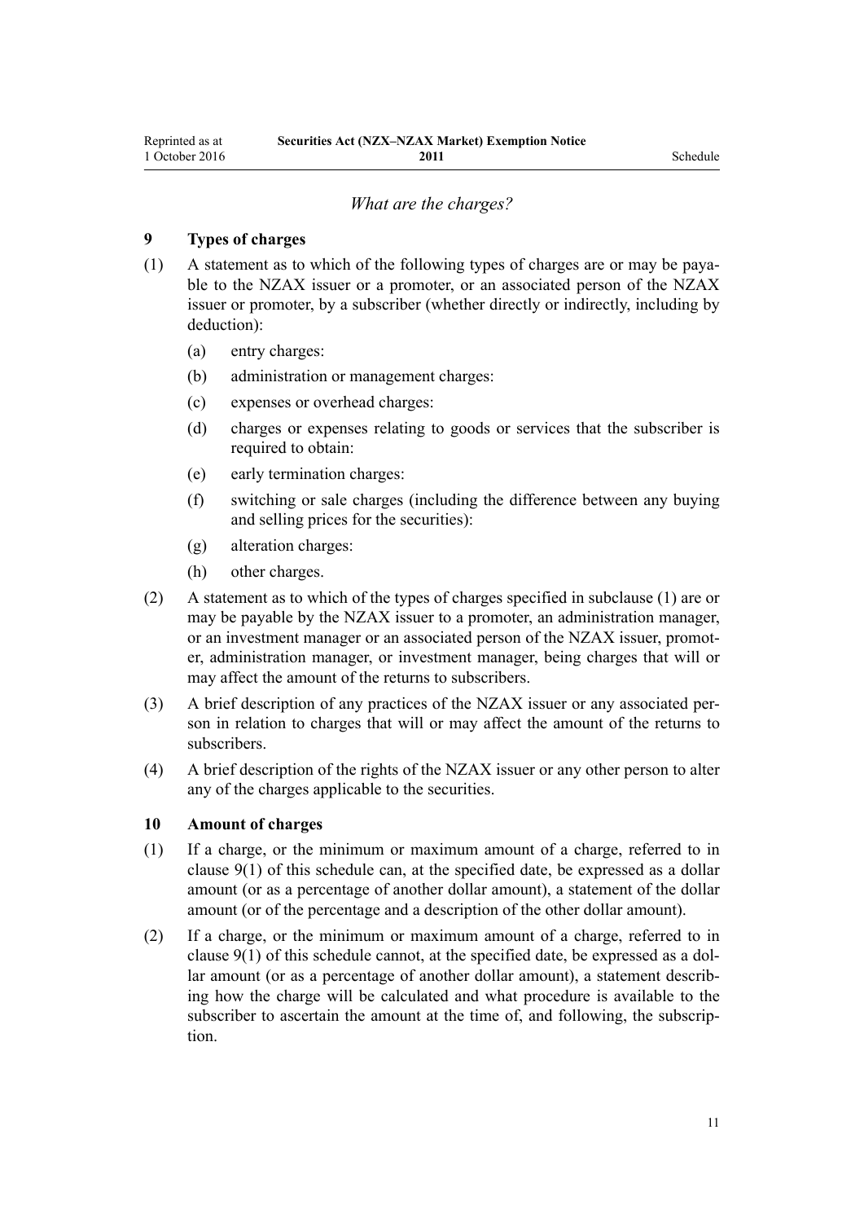*What are the charges?*

**9 Types of charges**

(1) A statement as to which of the following types of charges are or may be payable to the NZAX issuer or a promoter, or an associated person of the NZAX issuer or promoter, by a subscriber (whether directly or indirectly, including by deduction):

- (a) entry charges:
- (b) administration or management charges:
- (c) expenses or overhead charges:
- (d) charges or expenses relating to goods or services that the subscriber is required to obtain:
- (e) early termination charges:
- (f) switching or sale charges (including the difference between any buying and selling prices for the securities):
- (g) alteration charges:
- (h) other charges.

(2) A statement as to which of the types of charges specified in subclause (1) are or may be payable by the NZAX issuer to a promoter, an administration manager, or an investment manager or an associated person of the NZAX issuer, promoter, administration manager, or investment manager, being charges that will or may affect the amount of the returns to subscribers.

(3) A brief description of any practices of the NZAX issuer or any associated person in relation to charges that will or may affect the amount of the returns to subscribers.

(4) A brief description of the rights of the NZAX issuer or any other person to alter any of the charges applicable to the securities.

**10 Amount of charges**

(1) If a charge, or the minimum or maximum amount of a charge, referred to in clause 9(1) of this schedule can, at the specified date, be expressed as a dollar amount (or as a percentage of another dollar amount), a statement of the dollar amount (or of the percentage and a description of the other dollar amount).

(2) If a charge, or the minimum or maximum amount of a charge, referred to in clause 9(1) of this schedule cannot, at the specified date, be expressed as a dollar amount (or as a percentage of another dollar amount), a statement describing how the charge will be calculated and what procedure is available to the subscriber to ascertain the amount at the time of, and following, the subscription.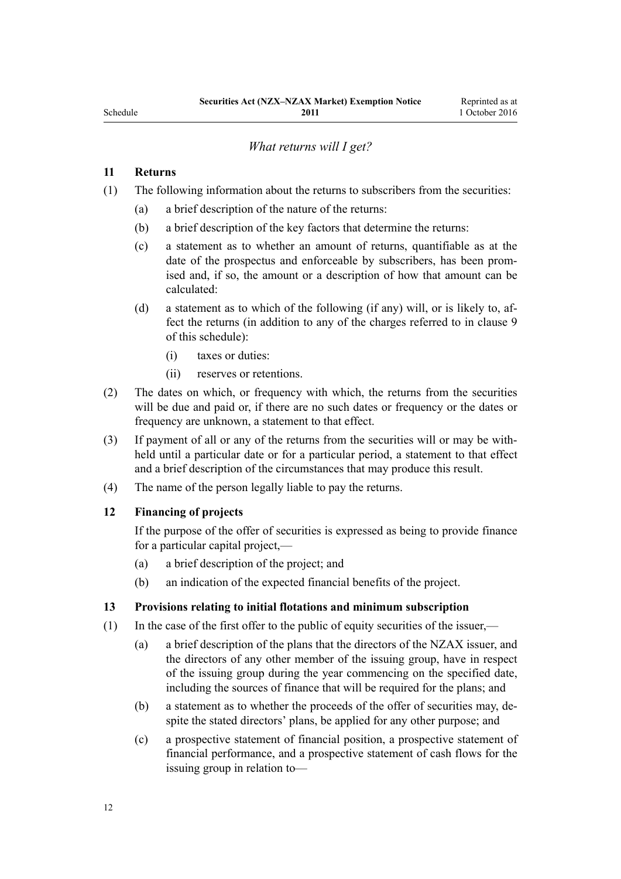*What returns will I get?*

**11 Returns**

(1) The following information about the returns to subscribers from the securities:

   (a) a brief description of the nature of the returns:

   (b) a brief description of the key factors that determine the returns:

   (c) a statement as to whether an amount of returns, quantifiable as at the date of the prospectus and enforceable by subscribers, has been promised and, if so, the amount or a description of how that amount can be calculated:

   (d) a statement as to which of the following (if any) will, or is likely to, affect the returns (in addition to any of the charges referred to in clause 9 of this schedule):

      (i) taxes or duties:

      (ii) reserves or retentions.

(2) The dates on which, or frequency with which, the returns from the securities will be due and paid or, if there are no such dates or frequency or the dates or frequency are unknown, a statement to that effect.

(3) If payment of all or any of the returns from the securities will or may be withheld until a particular date or for a particular period, a statement to that effect and a brief description of the circumstances that may produce this result.

(4) The name of the person legally liable to pay the returns.

**12 Financing of projects**

If the purpose of the offer of securities is expressed as being to provide finance for a particular capital project,—

   (a) a brief description of the project; and

   (b) an indication of the expected financial benefits of the project.

**13 Provisions relating to initial flotations and minimum subscription**

(1) In the case of the first offer to the public of equity securities of the issuer,—

   (a) a brief description of the plans that the directors of the NZAX issuer, and the directors of any other member of the issuing group, have in respect of the issuing group during the year commencing on the specified date, including the sources of finance that will be required for the plans; and

   (b) a statement as to whether the proceeds of the offer of securities may, despite the stated directors' plans, be applied for any other purpose; and

   (c) a prospective statement of financial position, a prospective statement of financial performance, and a prospective statement of cash flows for the issuing group in relation to—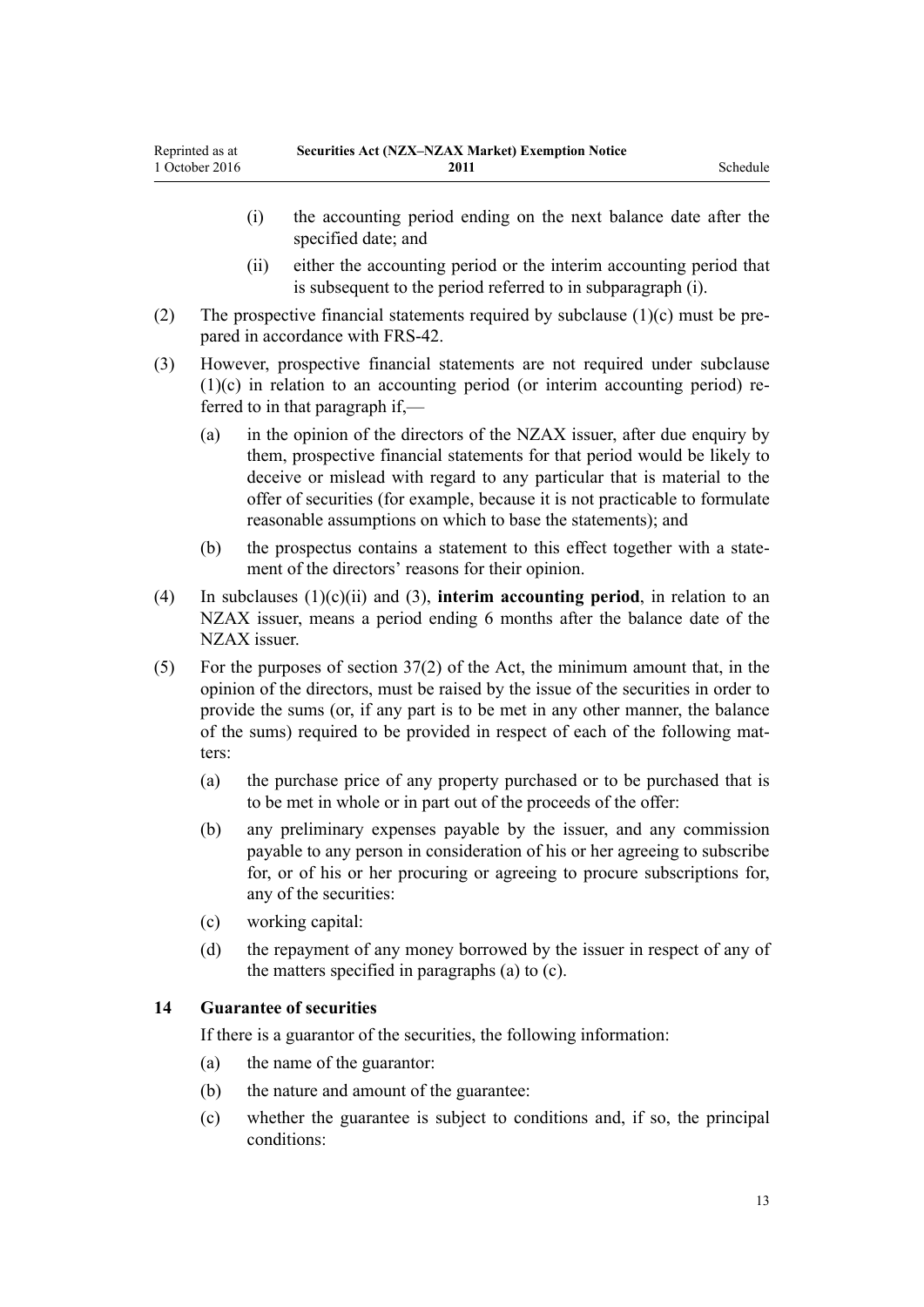(i) the accounting period ending on the next balance date after the specified date; and

(ii) either the accounting period or the interim accounting period that is subsequent to the period referred to in subparagraph (i).

(2) The prospective financial statements required by subclause (1)(c) must be prepared in accordance with FRS-42.

(3) However, prospective financial statements are not required under subclause (1)(c) in relation to an accounting period (or interim accounting period) referred to in that paragraph if,—

(a) in the opinion of the directors of the NZAX issuer, after due enquiry by them, prospective financial statements for that period would be likely to deceive or mislead with regard to any particular that is material to the offer of securities (for example, because it is not practicable to formulate reasonable assumptions on which to base the statements); and

(b) the prospectus contains a statement to this effect together with a statement of the directors' reasons for their opinion.

(4) In subclauses (1)(c)(ii) and (3), **interim accounting period**, in relation to an NZAX issuer, means a period ending 6 months after the balance date of the NZAX issuer.

(5) For the purposes of section 37(2) of the Act, the minimum amount that, in the opinion of the directors, must be raised by the issue of the securities in order to provide the sums (or, if any part is to be met in any other manner, the balance of the sums) required to be provided in respect of each of the following matters:

(a) the purchase price of any property purchased or to be purchased that is to be met in whole or in part out of the proceeds of the offer:

(b) any preliminary expenses payable by the issuer, and any commission payable to any person in consideration of his or her agreeing to subscribe for, or of his or her procuring or agreeing to procure subscriptions for, any of the securities:

(c) working capital:

(d) the repayment of any money borrowed by the issuer in respect of any of the matters specified in paragraphs (a) to (c).

### 14 Guarantee of securities

If there is a guarantor of the securities, the following information:

(a) the name of the guarantor:

(b) the nature and amount of the guarantee:

(c) whether the guarantee is subject to conditions and, if so, the principal conditions: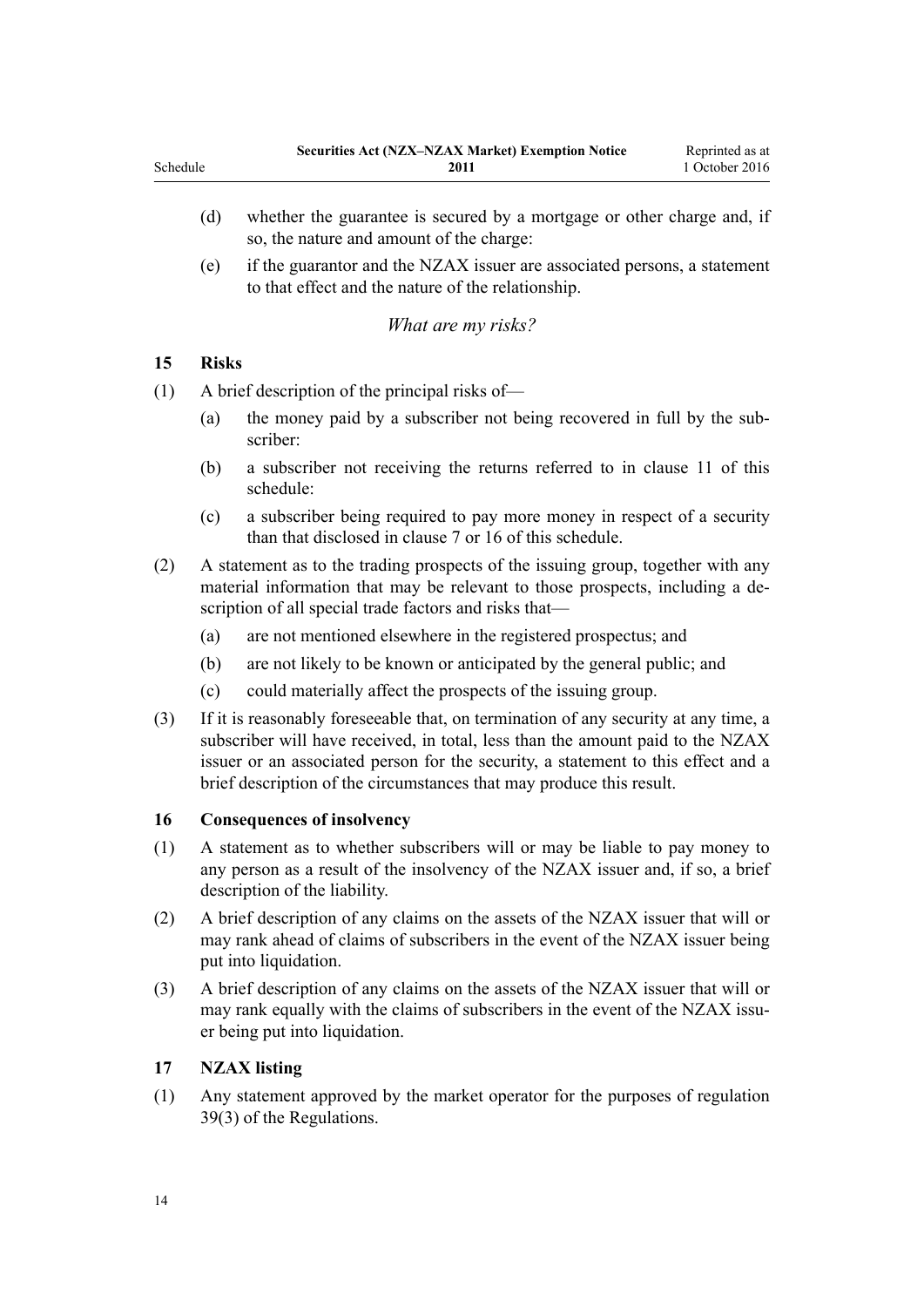(d) whether the guarantee is secured by a mortgage or other charge and, if so, the nature and amount of the charge:

(e) if the guarantor and the NZAX issuer are associated persons, a statement to that effect and the nature of the relationship.

*What are my risks?*

### 15 Risks

(1) A brief description of the principal risks of—

(a) the money paid by a subscriber not being recovered in full by the subscriber:

(b) a subscriber not receiving the returns referred to in clause 11 of this schedule:

(c) a subscriber being required to pay more money in respect of a security than that disclosed in clause 7 or 16 of this schedule.

(2) A statement as to the trading prospects of the issuing group, together with any material information that may be relevant to those prospects, including a description of all special trade factors and risks that—

(a) are not mentioned elsewhere in the registered prospectus; and

(b) are not likely to be known or anticipated by the general public; and

(c) could materially affect the prospects of the issuing group.

(3) If it is reasonably foreseeable that, on termination of any security at any time, a subscriber will have received, in total, less than the amount paid to the NZAX issuer or an associated person for the security, a statement to this effect and a brief description of the circumstances that may produce this result.

### 16 Consequences of insolvency

(1) A statement as to whether subscribers will or may be liable to pay money to any person as a result of the insolvency of the NZAX issuer and, if so, a brief description of the liability.

(2) A brief description of any claims on the assets of the NZAX issuer that will or may rank ahead of claims of subscribers in the event of the NZAX issuer being put into liquidation.

(3) A brief description of any claims on the assets of the NZAX issuer that will or may rank equally with the claims of subscribers in the event of the NZAX issuer being put into liquidation.

### 17 NZAX listing

(1) Any statement approved by the market operator for the purposes of regulation 39(3) of the Regulations.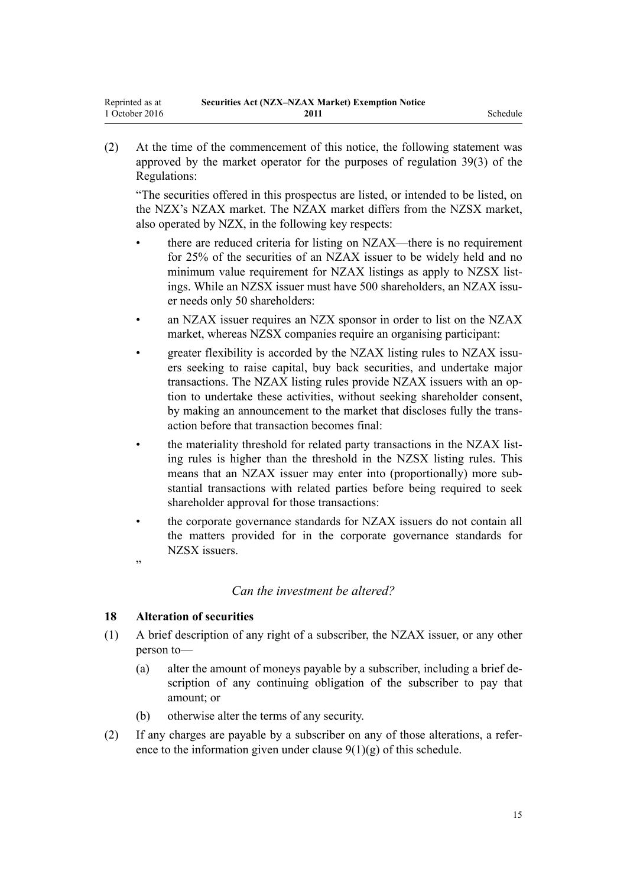(2) At the time of the commencement of this notice, the following statement was approved by the market operator for the purposes of regulation 39(3) of the Regulations:

"The securities offered in this prospectus are listed, or intended to be listed, on the NZX's NZAX market. The NZAX market differs from the NZSX market, also operated by NZX, in the following key respects:

- there are reduced criteria for listing on NZAX—there is no requirement for 25% of the securities of an NZAX issuer to be widely held and no minimum value requirement for NZAX listings as apply to NZSX listings. While an NZSX issuer must have 500 shareholders, an NZAX issuer needs only 50 shareholders:
- an NZAX issuer requires an NZX sponsor in order to list on the NZAX market, whereas NZSX companies require an organising participant:
- greater flexibility is accorded by the NZAX listing rules to NZAX issuers seeking to raise capital, buy back securities, and undertake major transactions. The NZAX listing rules provide NZAX issuers with an option to undertake these activities, without seeking shareholder consent, by making an announcement to the market that discloses fully the transaction before that transaction becomes final:
- the materiality threshold for related party transactions in the NZAX listing rules is higher than the threshold in the NZSX listing rules. This means that an NZAX issuer may enter into (proportionally) more substantial transactions with related parties before being required to seek shareholder approval for those transactions:
- the corporate governance standards for NZAX issuers do not contain all the matters provided for in the corporate governance standards for NZSX issuers.

"

*Can the investment be altered?*

**18 Alteration of securities**

(1) A brief description of any right of a subscriber, the NZAX issuer, or any other person to—

(a) alter the amount of moneys payable by a subscriber, including a brief description of any continuing obligation of the subscriber to pay that amount; or

(b) otherwise alter the terms of any security.

(2) If any charges are payable by a subscriber on any of those alterations, a reference to the information given under clause 9(1)(g) of this schedule.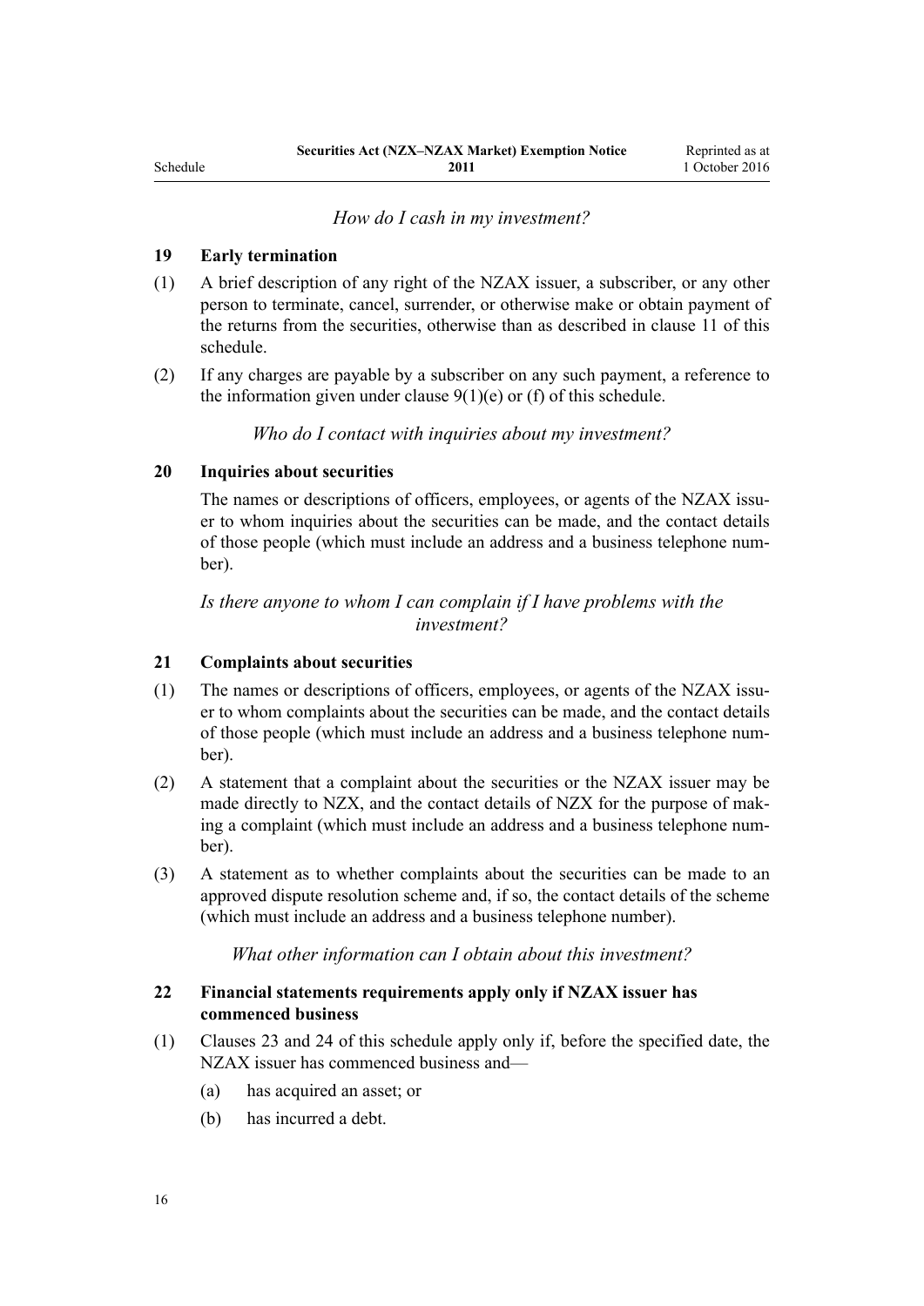*How do I cash in my investment?*

**19 Early termination**

(1) A brief description of any right of the NZAX issuer, a subscriber, or any other person to terminate, cancel, surrender, or otherwise make or obtain payment of the returns from the securities, otherwise than as described in clause 11 of this schedule.

(2) If any charges are payable by a subscriber on any such payment, a reference to the information given under clause 9(1)(e) or (f) of this schedule.

*Who do I contact with inquiries about my investment?*

**20 Inquiries about securities**

The names or descriptions of officers, employees, or agents of the NZAX issuer to whom inquiries about the securities can be made, and the contact details of those people (which must include an address and a business telephone number).

*Is there anyone to whom I can complain if I have problems with the investment?*

**21 Complaints about securities**

(1) The names or descriptions of officers, employees, or agents of the NZAX issuer to whom complaints about the securities can be made, and the contact details of those people (which must include an address and a business telephone number).

(2) A statement that a complaint about the securities or the NZAX issuer may be made directly to NZX, and the contact details of NZX for the purpose of making a complaint (which must include an address and a business telephone number).

(3) A statement as to whether complaints about the securities can be made to an approved dispute resolution scheme and, if so, the contact details of the scheme (which must include an address and a business telephone number).

*What other information can I obtain about this investment?*

**22 Financial statements requirements apply only if NZAX issuer has commenced business**

(1) Clauses 23 and 24 of this schedule apply only if, before the specified date, the NZAX issuer has commenced business and—

(a) has acquired an asset; or

(b) has incurred a debt.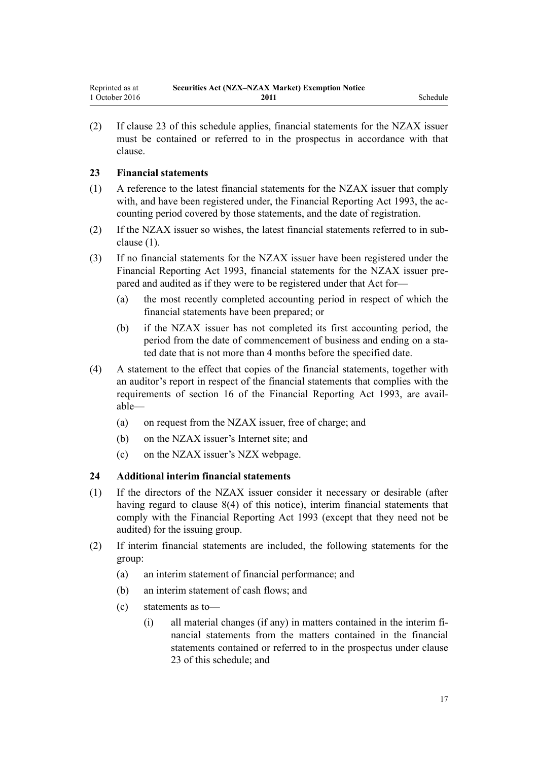(2) If clause 23 of this schedule applies, financial statements for the NZAX issuer must be contained or referred to in the prospectus in accordance with that clause.

### 23 Financial statements

(1) A reference to the latest financial statements for the NZAX issuer that comply with, and have been registered under, the Financial Reporting Act 1993, the accounting period covered by those statements, and the date of registration.

(2) If the NZAX issuer so wishes, the latest financial statements referred to in subclause (1).

(3) If no financial statements for the NZAX issuer have been registered under the Financial Reporting Act 1993, financial statements for the NZAX issuer prepared and audited as if they were to be registered under that Act for—

- (a) the most recently completed accounting period in respect of which the financial statements have been prepared; or
- (b) if the NZAX issuer has not completed its first accounting period, the period from the date of commencement of business and ending on a stated date that is not more than 4 months before the specified date.

(4) A statement to the effect that copies of the financial statements, together with an auditor's report in respect of the financial statements that complies with the requirements of section 16 of the Financial Reporting Act 1993, are available—

- (a) on request from the NZAX issuer, free of charge; and
- (b) on the NZAX issuer's Internet site; and
- (c) on the NZAX issuer's NZX webpage.

### 24 Additional interim financial statements

(1) If the directors of the NZAX issuer consider it necessary or desirable (after having regard to clause 8(4) of this notice), interim financial statements that comply with the Financial Reporting Act 1993 (except that they need not be audited) for the issuing group.

(2) If interim financial statements are included, the following statements for the group:

- (a) an interim statement of financial performance; and
- (b) an interim statement of cash flows; and
- (c) statements as to—
  - (i) all material changes (if any) in matters contained in the interim financial statements from the matters contained in the financial statements contained or referred to in the prospectus under clause 23 of this schedule; and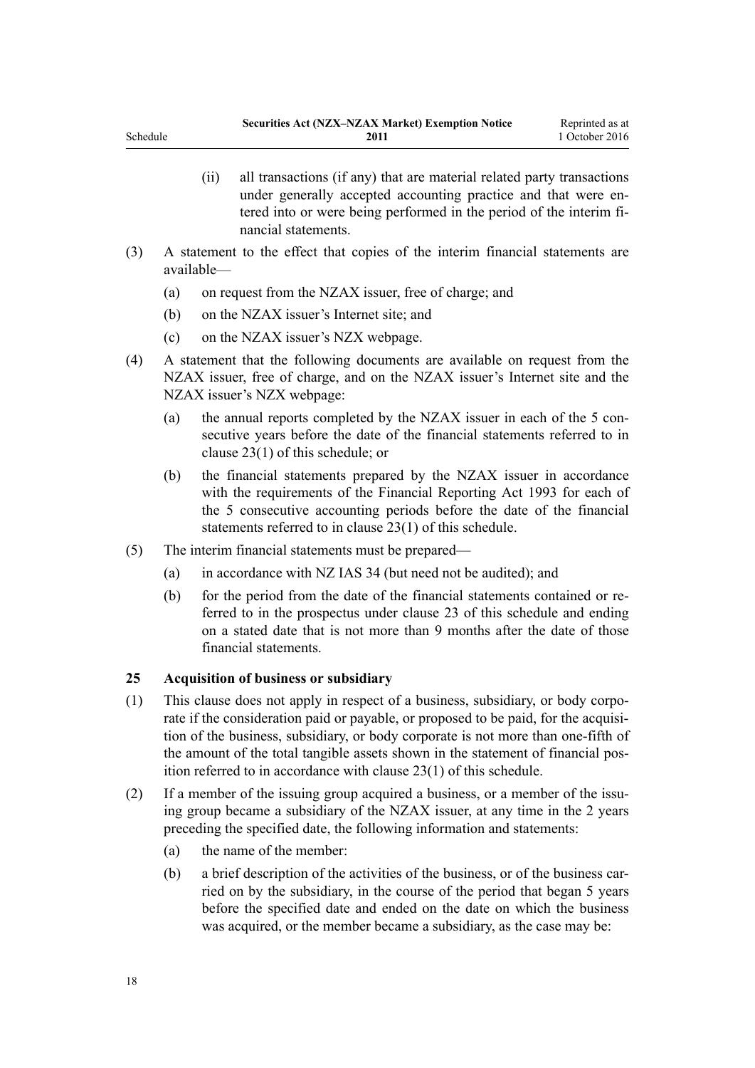(ii) all transactions (if any) that are material related party transactions under generally accepted accounting practice and that were entered into or were being performed in the period of the interim financial statements.

(3) A statement to the effect that copies of the interim financial statements are available—

(a) on request from the NZAX issuer, free of charge; and

(b) on the NZAX issuer's Internet site; and

(c) on the NZAX issuer's NZX webpage.

(4) A statement that the following documents are available on request from the NZAX issuer, free of charge, and on the NZAX issuer's Internet site and the NZAX issuer's NZX webpage:

(a) the annual reports completed by the NZAX issuer in each of the 5 consecutive years before the date of the financial statements referred to in clause 23(1) of this schedule; or

(b) the financial statements prepared by the NZAX issuer in accordance with the requirements of the Financial Reporting Act 1993 for each of the 5 consecutive accounting periods before the date of the financial statements referred to in clause 23(1) of this schedule.

(5) The interim financial statements must be prepared—

(a) in accordance with NZ IAS 34 (but need not be audited); and

(b) for the period from the date of the financial statements contained or referred to in the prospectus under clause 23 of this schedule and ending on a stated date that is not more than 9 months after the date of those financial statements.

### 25 Acquisition of business or subsidiary

(1) This clause does not apply in respect of a business, subsidiary, or body corporate if the consideration paid or payable, or proposed to be paid, for the acquisition of the business, subsidiary, or body corporate is not more than one-fifth of the amount of the total tangible assets shown in the statement of financial position referred to in accordance with clause 23(1) of this schedule.

(2) If a member of the issuing group acquired a business, or a member of the issuing group became a subsidiary of the NZAX issuer, at any time in the 2 years preceding the specified date, the following information and statements:

(a) the name of the member:

(b) a brief description of the activities of the business, or of the business carried on by the subsidiary, in the course of the period that began 5 years before the specified date and ended on the date on which the business was acquired, or the member became a subsidiary, as the case may be: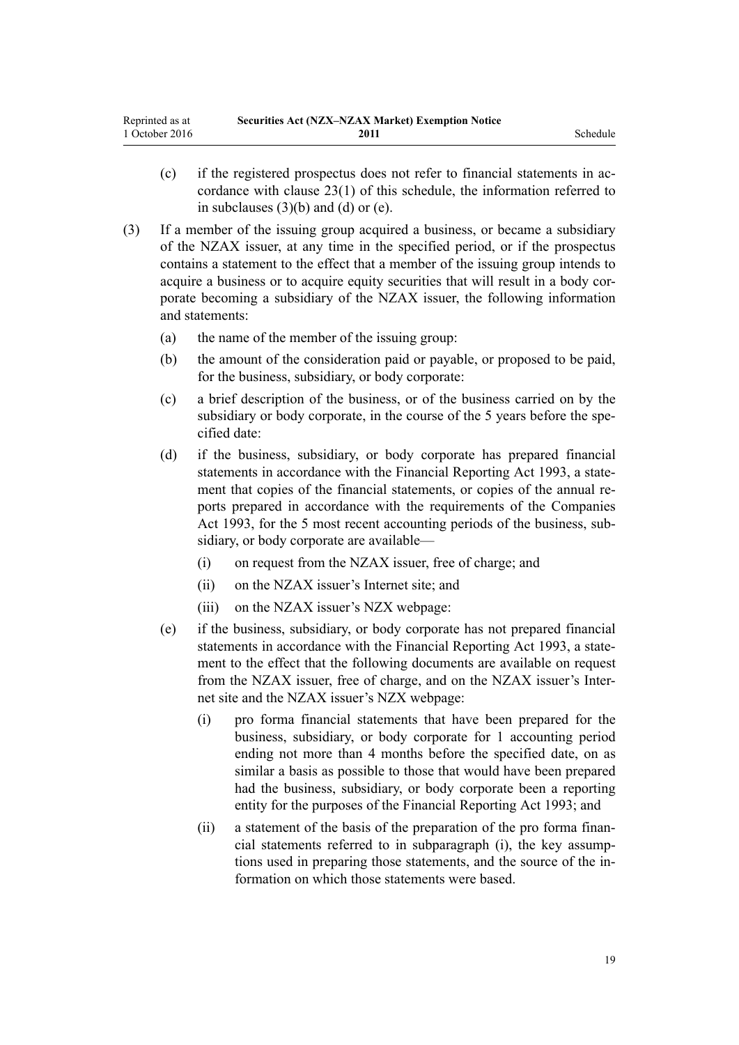(c) if the registered prospectus does not refer to financial statements in accordance with clause 23(1) of this schedule, the information referred to in subclauses (3)(b) and (d) or (e).

(3) If a member of the issuing group acquired a business, or became a subsidiary of the NZAX issuer, at any time in the specified period, or if the prospectus contains a statement to the effect that a member of the issuing group intends to acquire a business or to acquire equity securities that will result in a body corporate becoming a subsidiary of the NZAX issuer, the following information and statements:

(a) the name of the member of the issuing group:

(b) the amount of the consideration paid or payable, or proposed to be paid, for the business, subsidiary, or body corporate:

(c) a brief description of the business, or of the business carried on by the subsidiary or body corporate, in the course of the 5 years before the specified date:

(d) if the business, subsidiary, or body corporate has prepared financial statements in accordance with the Financial Reporting Act 1993, a statement that copies of the financial statements, or copies of the annual reports prepared in accordance with the requirements of the Companies Act 1993, for the 5 most recent accounting periods of the business, subsidiary, or body corporate are available—

(i) on request from the NZAX issuer, free of charge; and

(ii) on the NZAX issuer's Internet site; and

(iii) on the NZAX issuer's NZX webpage:

(e) if the business, subsidiary, or body corporate has not prepared financial statements in accordance with the Financial Reporting Act 1993, a statement to the effect that the following documents are available on request from the NZAX issuer, free of charge, and on the NZAX issuer's Internet site and the NZAX issuer's NZX webpage:

(i) pro forma financial statements that have been prepared for the business, subsidiary, or body corporate for 1 accounting period ending not more than 4 months before the specified date, on as similar a basis as possible to those that would have been prepared had the business, subsidiary, or body corporate been a reporting entity for the purposes of the Financial Reporting Act 1993; and

(ii) a statement of the basis of the preparation of the pro forma financial statements referred to in subparagraph (i), the key assumptions used in preparing those statements, and the source of the information on which those statements were based.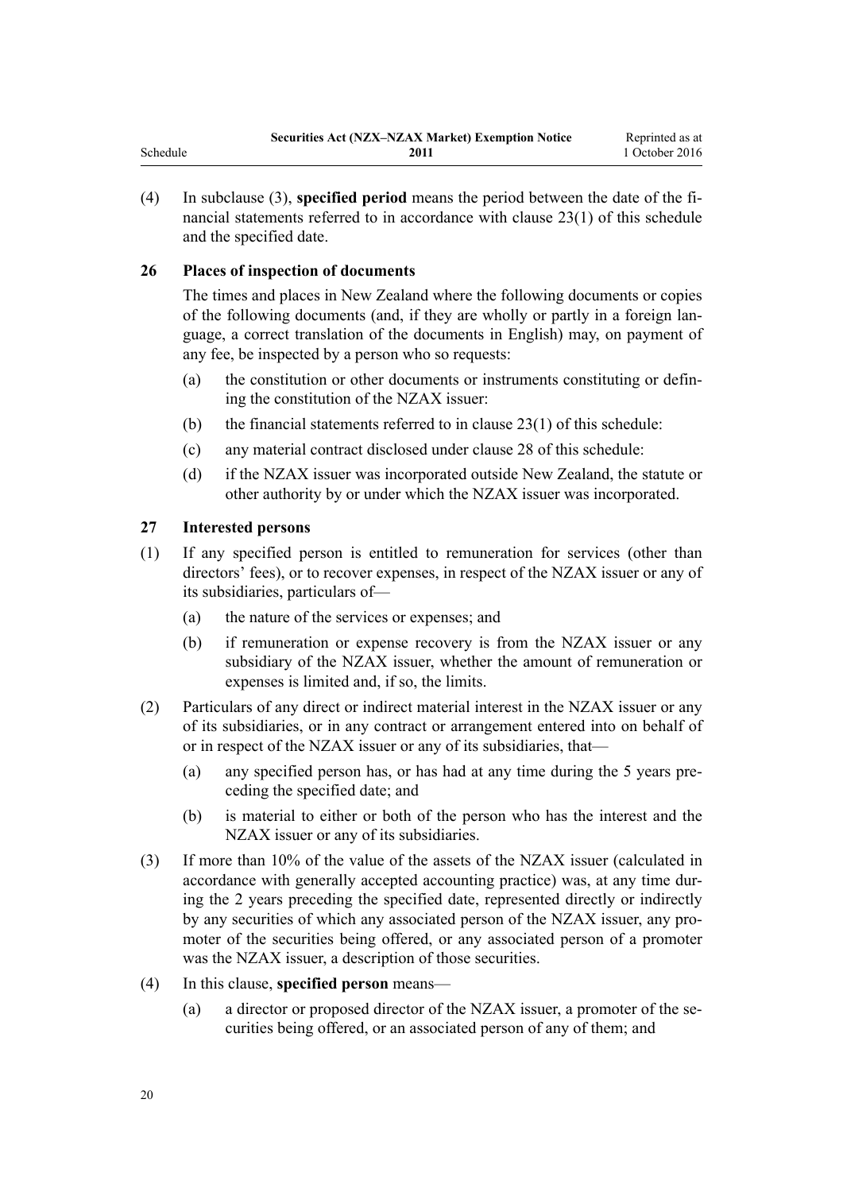(4) In subclause (3), **specified period** means the period between the date of the financial statements referred to in accordance with clause 23(1) of this schedule and the specified date.

### 26 Places of inspection of documents

The times and places in New Zealand where the following documents or copies of the following documents (and, if they are wholly or partly in a foreign language, a correct translation of the documents in English) may, on payment of any fee, be inspected by a person who so requests:

(a) the constitution or other documents or instruments constituting or defining the constitution of the NZAX issuer:

(b) the financial statements referred to in clause 23(1) of this schedule:

(c) any material contract disclosed under clause 28 of this schedule:

(d) if the NZAX issuer was incorporated outside New Zealand, the statute or other authority by or under which the NZAX issuer was incorporated.

### 27 Interested persons

(1) If any specified person is entitled to remuneration for services (other than directors' fees), or to recover expenses, in respect of the NZAX issuer or any of its subsidiaries, particulars of—

(a) the nature of the services or expenses; and

(b) if remuneration or expense recovery is from the NZAX issuer or any subsidiary of the NZAX issuer, whether the amount of remuneration or expenses is limited and, if so, the limits.

(2) Particulars of any direct or indirect material interest in the NZAX issuer or any of its subsidiaries, or in any contract or arrangement entered into on behalf of or in respect of the NZAX issuer or any of its subsidiaries, that—

(a) any specified person has, or has had at any time during the 5 years preceding the specified date; and

(b) is material to either or both of the person who has the interest and the NZAX issuer or any of its subsidiaries.

(3) If more than 10% of the value of the assets of the NZAX issuer (calculated in accordance with generally accepted accounting practice) was, at any time during the 2 years preceding the specified date, represented directly or indirectly by any securities of which any associated person of the NZAX issuer, any promoter of the securities being offered, or any associated person of a promoter was the NZAX issuer, a description of those securities.

(4) In this clause, **specified person** means—

(a) a director or proposed director of the NZAX issuer, a promoter of the securities being offered, or an associated person of any of them; and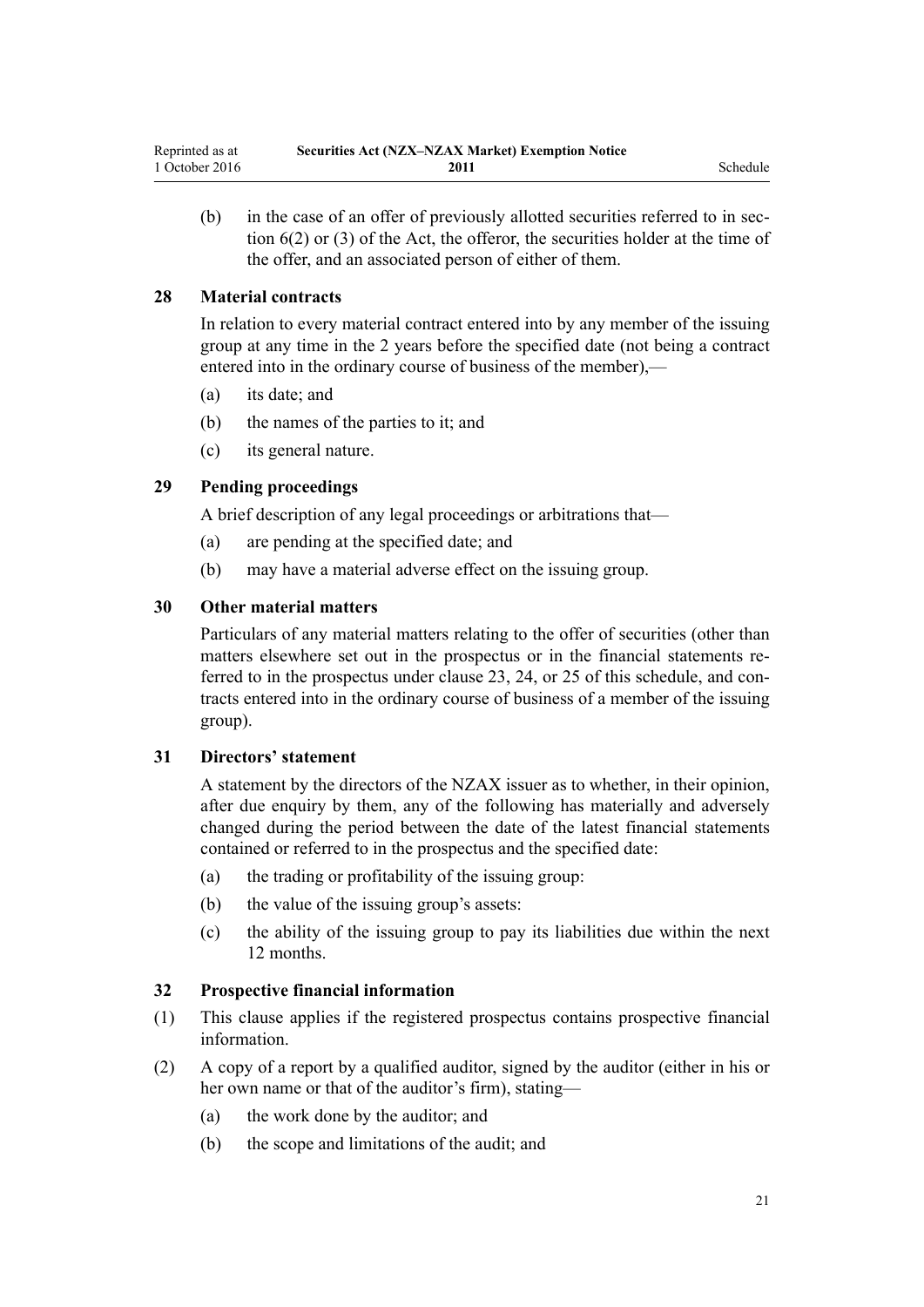(b) in the case of an offer of previously allotted securities referred to in section 6(2) or (3) of the Act, the offeror, the securities holder at the time of the offer, and an associated person of either of them.

### 28 Material contracts

In relation to every material contract entered into by any member of the issuing group at any time in the 2 years before the specified date (not being a contract entered into in the ordinary course of business of the member),—

(a) its date; and

(b) the names of the parties to it; and

(c) its general nature.

### 29 Pending proceedings

A brief description of any legal proceedings or arbitrations that—

(a) are pending at the specified date; and

(b) may have a material adverse effect on the issuing group.

### 30 Other material matters

Particulars of any material matters relating to the offer of securities (other than matters elsewhere set out in the prospectus or in the financial statements referred to in the prospectus under clause 23, 24, or 25 of this schedule, and contracts entered into in the ordinary course of business of a member of the issuing group).

### 31 Directors' statement

A statement by the directors of the NZAX issuer as to whether, in their opinion, after due enquiry by them, any of the following has materially and adversely changed during the period between the date of the latest financial statements contained or referred to in the prospectus and the specified date:

(a) the trading or profitability of the issuing group:

(b) the value of the issuing group's assets:

(c) the ability of the issuing group to pay its liabilities due within the next 12 months.

### 32 Prospective financial information

(1) This clause applies if the registered prospectus contains prospective financial information.

(2) A copy of a report by a qualified auditor, signed by the auditor (either in his or her own name or that of the auditor's firm), stating—

(a) the work done by the auditor; and

(b) the scope and limitations of the audit; and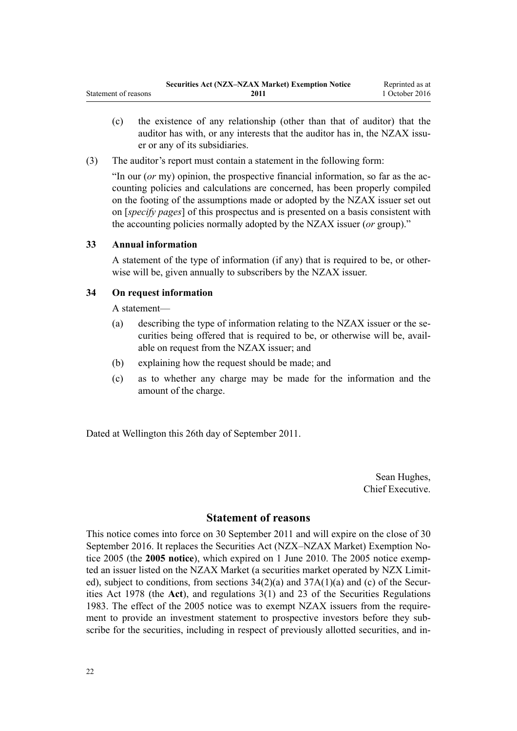(c) the existence of any relationship (other than that of auditor) that the auditor has with, or any interests that the auditor has in, the NZAX issuer or any of its subsidiaries.

(3) The auditor's report must contain a statement in the following form:

"In our (*or* my) opinion, the prospective financial information, so far as the accounting policies and calculations are concerned, has been properly compiled on the footing of the assumptions made or adopted by the NZAX issuer set out on [*specify pages*] of this prospectus and is presented on a basis consistent with the accounting policies normally adopted by the NZAX issuer (*or* group)."

### 33 Annual information

A statement of the type of information (if any) that is required to be, or otherwise will be, given annually to subscribers by the NZAX issuer.

### 34 On request information

A statement—

(a) describing the type of information relating to the NZAX issuer or the securities being offered that is required to be, or otherwise will be, available on request from the NZAX issuer; and

(b) explaining how the request should be made; and

(c) as to whether any charge may be made for the information and the amount of the charge.

Dated at Wellington this 26th day of September 2011.

Sean Hughes,
Chief Executive.

## Statement of reasons

This notice comes into force on 30 September 2011 and will expire on the close of 30 September 2016. It replaces the Securities Act (NZX–NZAX Market) Exemption Notice 2005 (the **2005 notice**), which expired on 1 June 2010. The 2005 notice exempted an issuer listed on the NZAX Market (a securities market operated by NZX Limited), subject to conditions, from sections 34(2)(a) and 37A(1)(a) and (c) of the Securities Act 1978 (the **Act**), and regulations 3(1) and 23 of the Securities Regulations 1983. The effect of the 2005 notice was to exempt NZAX issuers from the requirement to provide an investment statement to prospective investors before they subscribe for the securities, including in respect of previously allotted securities, and in-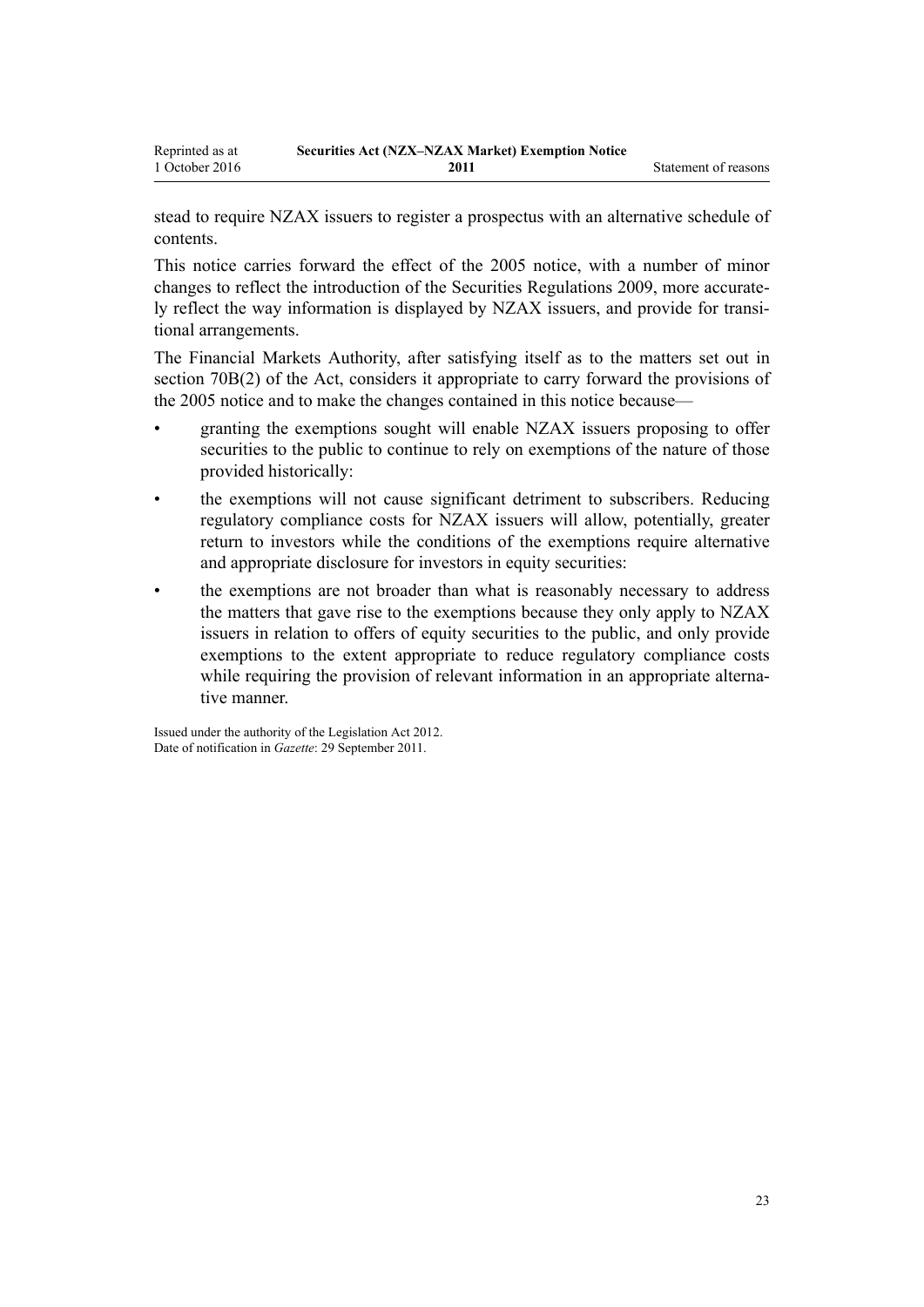stead to require NZAX issuers to register a prospectus with an alternative schedule of contents.

This notice carries forward the effect of the 2005 notice, with a number of minor changes to reflect the introduction of the Securities Regulations 2009, more accurately reflect the way information is displayed by NZAX issuers, and provide for transitional arrangements.

The Financial Markets Authority, after satisfying itself as to the matters set out in section 70B(2) of the Act, considers it appropriate to carry forward the provisions of the 2005 notice and to make the changes contained in this notice because—

- granting the exemptions sought will enable NZAX issuers proposing to offer securities to the public to continue to rely on exemptions of the nature of those provided historically:
- the exemptions will not cause significant detriment to subscribers. Reducing regulatory compliance costs for NZAX issuers will allow, potentially, greater return to investors while the conditions of the exemptions require alternative and appropriate disclosure for investors in equity securities:
- the exemptions are not broader than what is reasonably necessary to address the matters that gave rise to the exemptions because they only apply to NZAX issuers in relation to offers of equity securities to the public, and only provide exemptions to the extent appropriate to reduce regulatory compliance costs while requiring the provision of relevant information in an appropriate alternative manner.

Issued under the authority of the Legislation Act 2012.
Date of notification in *Gazette*: 29 September 2011.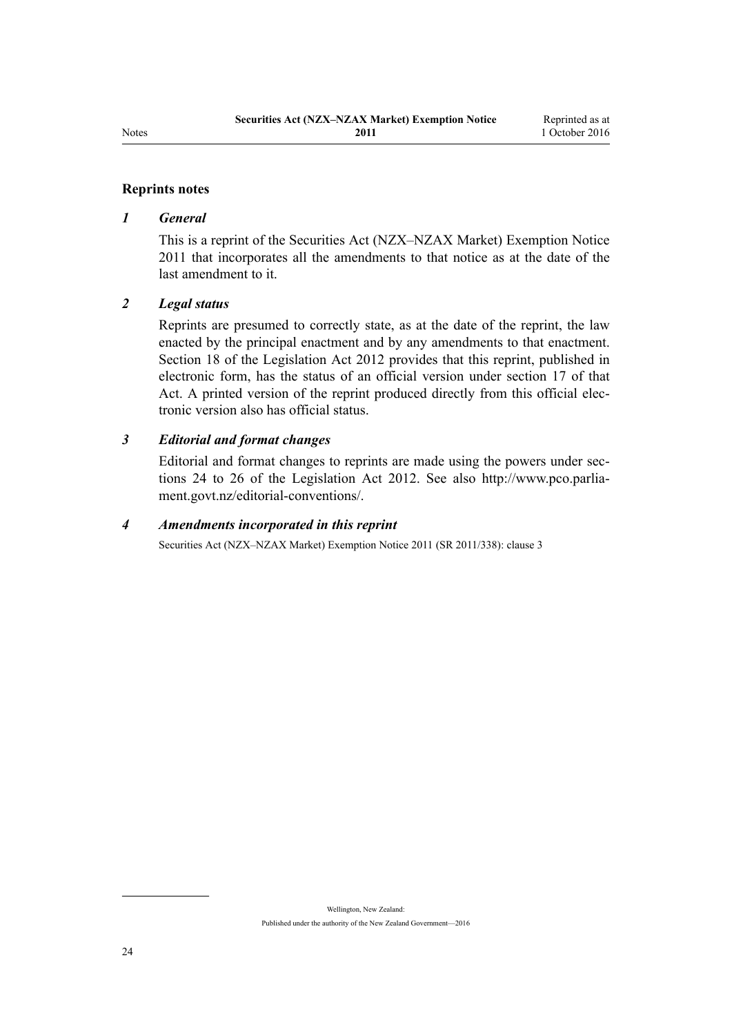## Reprints notes

### *1 General*

This is a reprint of the Securities Act (NZX–NZAX Market) Exemption Notice 2011 that incorporates all the amendments to that notice as at the date of the last amendment to it.

### *2 Legal status*

Reprints are presumed to correctly state, as at the date of the reprint, the law enacted by the principal enactment and by any amendments to that enactment. Section 18 of the Legislation Act 2012 provides that this reprint, published in electronic form, has the status of an official version under section 17 of that Act. A printed version of the reprint produced directly from this official electronic version also has official status.

### *3 Editorial and format changes*

Editorial and format changes to reprints are made using the powers under sections 24 to 26 of the Legislation Act 2012. See also http://www.pco.parliament.govt.nz/editorial-conventions/.

### *4 Amendments incorporated in this reprint*

Securities Act (NZX–NZAX Market) Exemption Notice 2011 (SR 2011/338): clause 3

Wellington, New Zealand:
Published under the authority of the New Zealand Government—2016